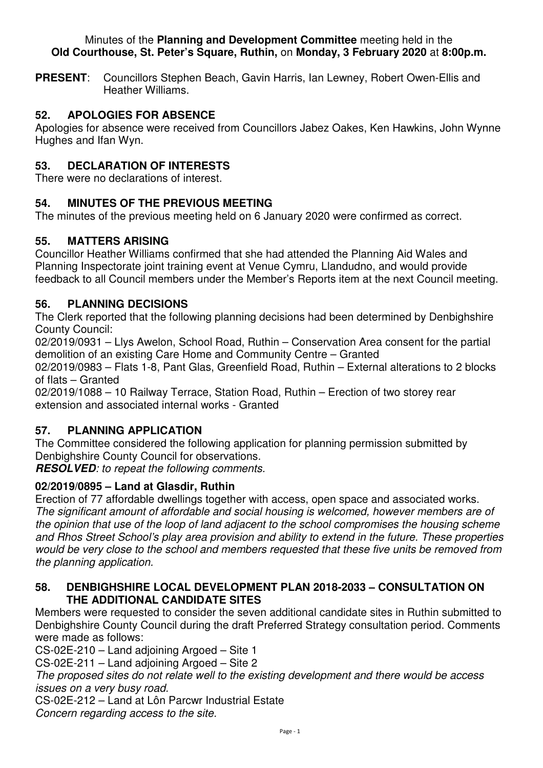Minutes of the **Planning and Development Committee** meeting held in the **Old Courthouse, St. Peter's Square, Ruthin,** on **Monday, 3 February 2020** at **8:00p.m.**

**PRESENT**: Councillors Stephen Beach, Gavin Harris, Ian Lewney, Robert Owen-Ellis and Heather Williams.

## 52. APOLOGIES FOR ABSENCE

Apologies for absence were received from Councillors Jabez Oakes, Ken Hawkins, John Wynne Hughes and Ifan Wyn.

## 53. DECLARATION OF INTERESTS

There were no declarations of interest.

## 54. MINUTES OF THE PREVIOUS MEETING

The minutes of the previous meeting held on 6 January 2020 were confirmed as correct.

## 55. MATTERS ARISING

Councillor Heather Williams confirmed that she had attended the Planning Aid Wales and Planning Inspectorate joint training event at Venue Cymru, Llandudno, and would provide feedback to all Council members under the Member's Reports item at the next Council meeting.

## 56. PLANNING DECISIONS

The Clerk reported that the following planning decisions had been determined by Denbighshire County Council:

02/2019/0931 – Llys Awelon, School Road, Ruthin – Conservation Area consent for the partial demolition of an existing Care Home and Community Centre – Granted

02/2019/0983 – Flats 1-8, Pant Glas, Greenfield Road, Ruthin – External alterations to 2 blocks of flats – Granted

02/2019/1088 – 10 Railway Terrace, Station Road, Ruthin – Erection of two storey rear extension and associated internal works - Granted

## 57. PLANNING APPLICATION

The Committee considered the following application for planning permission submitted by Denbighshire County Council for observations.

***RESOLVED****: to repeat the following comments.*

**02/2019/0895 – Land at Glasdir, Ruthin**

Erection of 77 affordable dwellings together with access, open space and associated works.

*The significant amount of affordable and social housing is welcomed, however members are of the opinion that use of the loop of land adjacent to the school compromises the housing scheme and Rhos Street School's play area provision and ability to extend in the future. These properties would be very close to the school and members requested that these five units be removed from the planning application.*

## 58. DENBIGHSHIRE LOCAL DEVELOPMENT PLAN 2018-2033 – CONSULTATION ON THE ADDITIONAL CANDIDATE SITES

Members were requested to consider the seven additional candidate sites in Ruthin submitted to Denbighshire County Council during the draft Preferred Strategy consultation period. Comments were made as follows:

CS-02E-210 – Land adjoining Argoed – Site 1

CS-02E-211 – Land adjoining Argoed – Site 2

*The proposed sites do not relate well to the existing development and there would be access issues on a very busy road.*

CS-02E-212 – Land at Lôn Parcwr Industrial Estate

*Concern regarding access to the site.*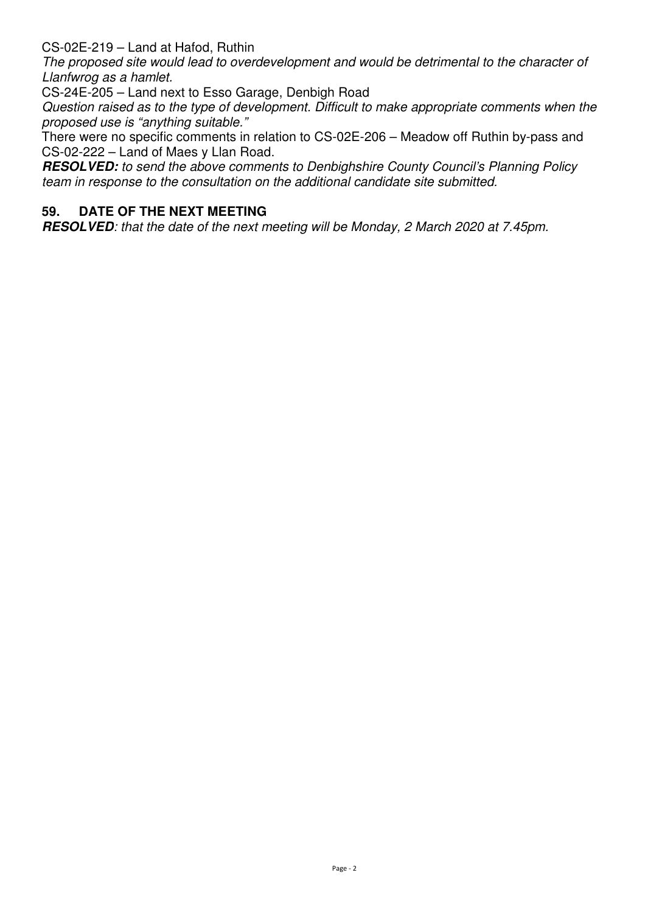CS-02E-219 – Land at Hafod, Ruthin

*The proposed site would lead to overdevelopment and would be detrimental to the character of Llanfwrog as a hamlet.*

CS-24E-205 – Land next to Esso Garage, Denbigh Road

*Question raised as to the type of development. Difficult to make appropriate comments when the proposed use is "anything suitable."*

There were no specific comments in relation to CS-02E-206 – Meadow off Ruthin by-pass and CS-02-222 – Land of Maes y Llan Road.

***RESOLVED:*** *to send the above comments to Denbighshire County Council's Planning Policy team in response to the consultation on the additional candidate site submitted.*

## 59. DATE OF THE NEXT MEETING

***RESOLVED****: that the date of the next meeting will be Monday, 2 March 2020 at 7.45pm.*